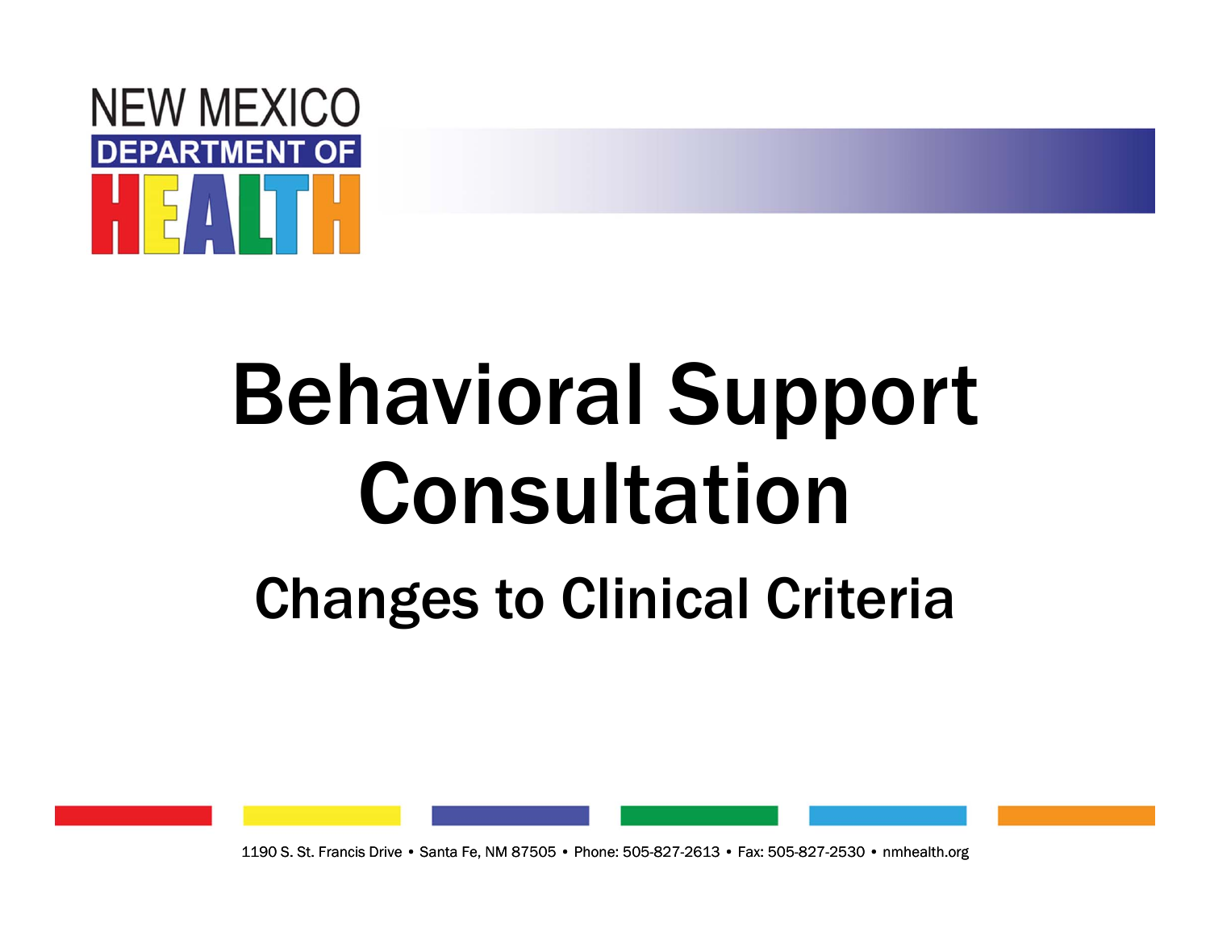NEW MEXICO DEPARTMENT OF HEALTH

# Behavioral Support Consultation

## Changes to Clinical Criteria

1190 S. St. Francis Drive • Santa Fe, NM 87505 • Phone: 505-827-2613 • Fax: 505-827-2530 • nmhealth.org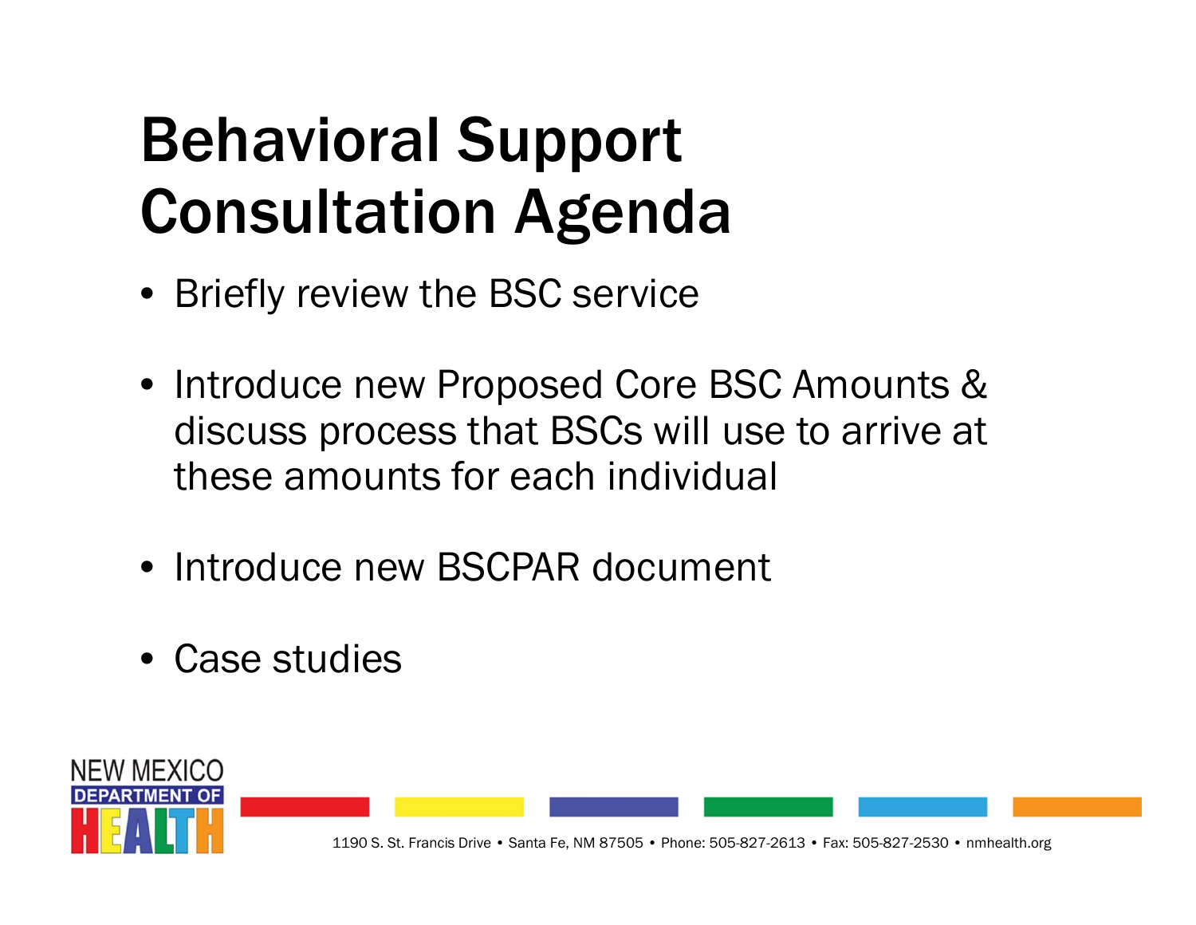# Behavioral Support Consultation Agenda

- Briefly review the BSC service
- Introduce new Proposed Core BSC Amounts & discuss process that BSCs will use to arrive at these amounts for each individual
- Introduce new BSCPAR document
- Case studies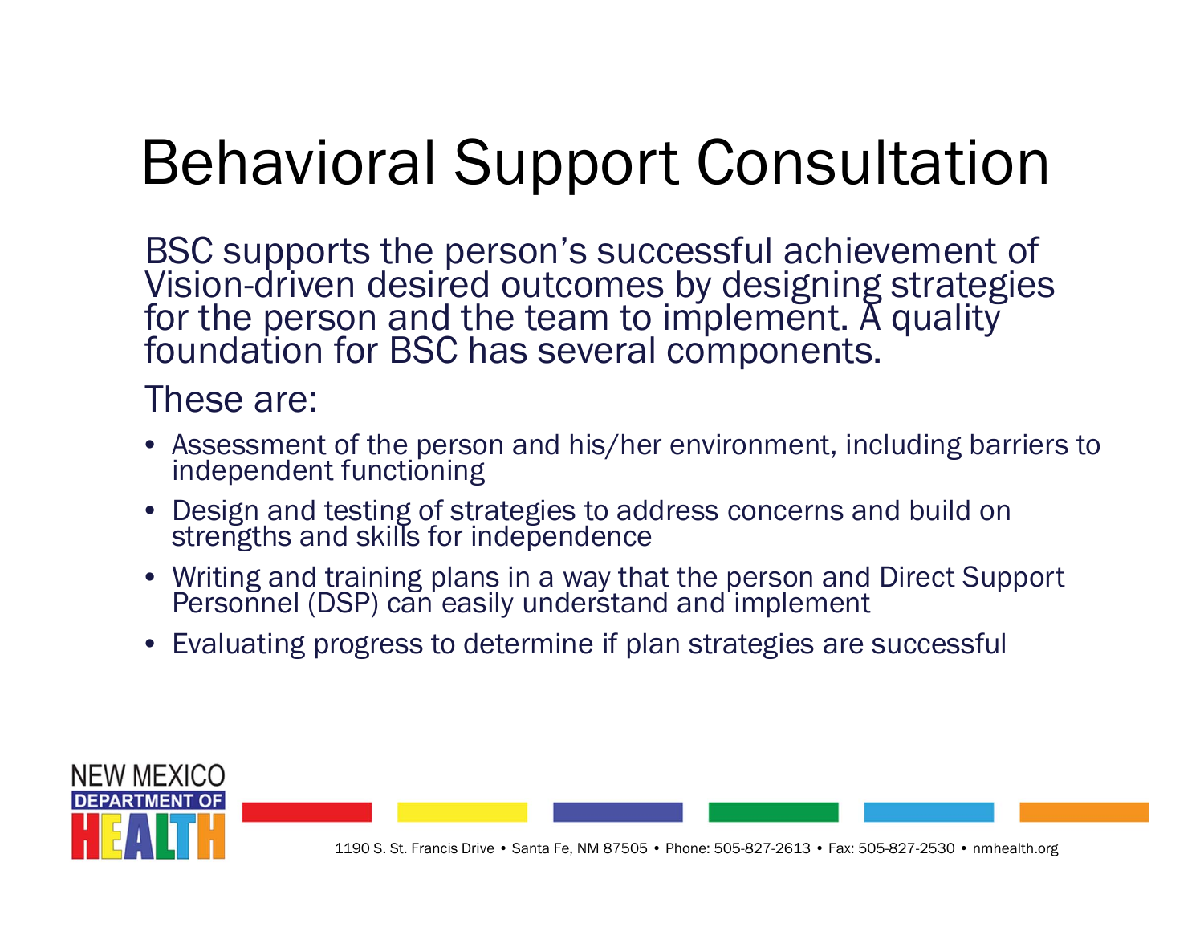# Behavioral Support Consultation

BSC supports the person's successful achievement of Vision-driven desired outcomes by designing strategies for the person and the team to implement. A quality foundation for BSC has several components.

These are:

- Assessment of the person and his/her environment, including barriers to independent functioning
- Design and testing of strategies to address concerns and build on strengths and skills for independence
- Writing and training plans in a way that the person and Direct Support Personnel (DSP) can easily understand and implement
- Evaluating progress to determine if plan strategies are successful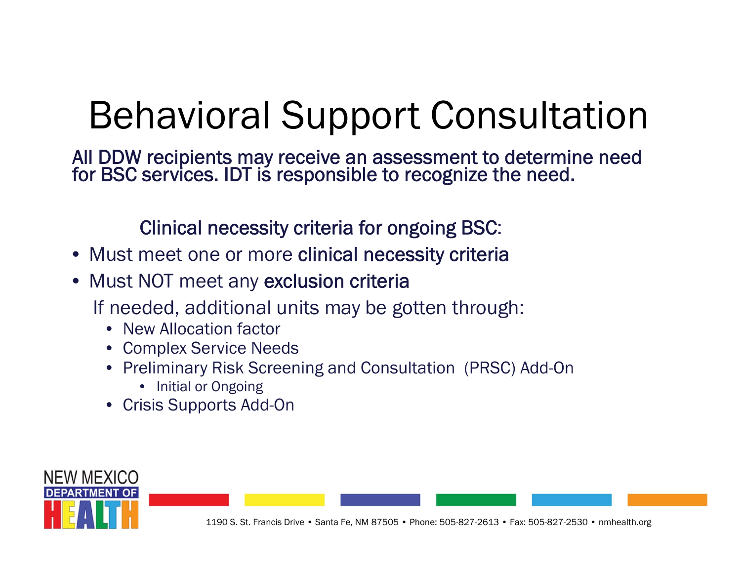# Behavioral Support Consultation

**All DDW recipients may receive an assessment to determine need for BSC services. IDT is responsible to recognize the need.**

**Clinical necessity criteria for ongoing BSC:**

- Must meet one or more **clinical necessity criteria**
- Must NOT meet any **exclusion criteria**

If needed, additional units may be gotten through:

- New Allocation factor
- Complex Service Needs
- Preliminary Risk Screening and Consultation (PRSC) Add-On
  - Initial or Ongoing
- Crisis Supports Add-On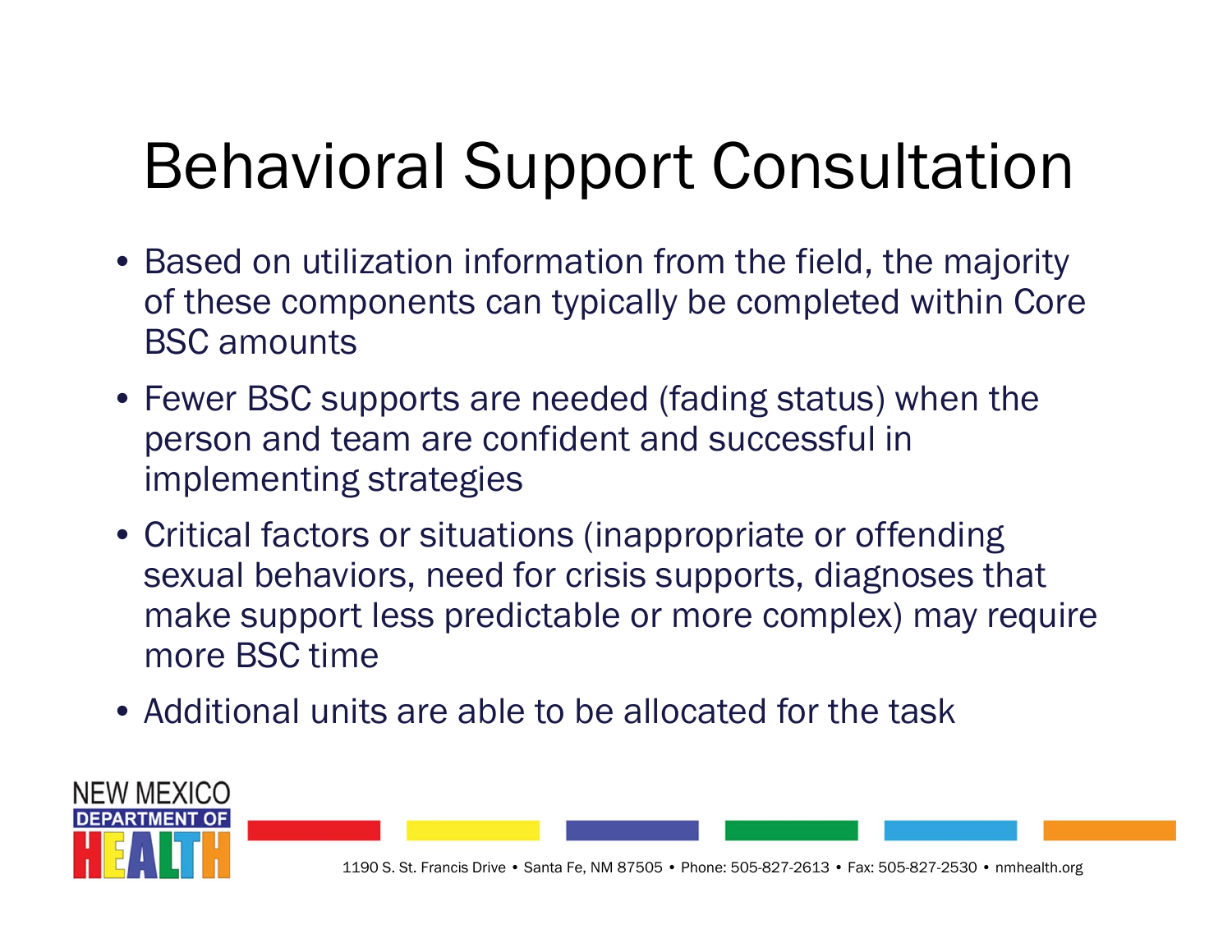# Behavioral Support Consultation

- Based on utilization information from the field, the majority of these components can typically be completed within Core BSC amounts
- Fewer BSC supports are needed (fading status) when the person and team are confident and successful in implementing strategies
- Critical factors or situations (inappropriate or offending sexual behaviors, need for crisis supports, diagnoses that make support less predictable or more complex) may require more BSC time
- Additional units are able to be allocated for the task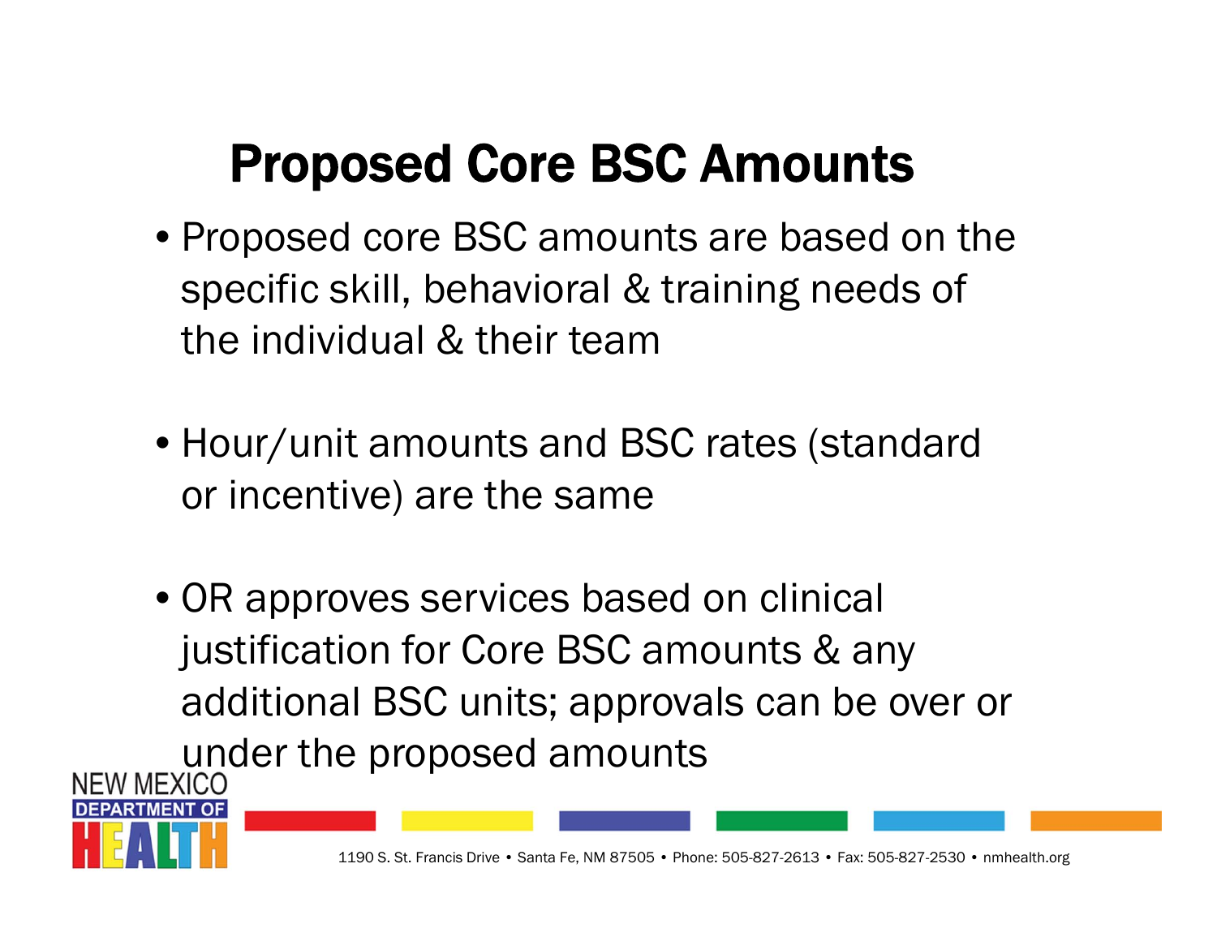# Proposed Core BSC Amounts

- Proposed core BSC amounts are based on the specific skill, behavioral & training needs of the individual & their team

- Hour/unit amounts and BSC rates (standard or incentive) are the same

- OR approves services based on clinical justification for Core BSC amounts & any additional BSC units; approvals can be over or under the proposed amounts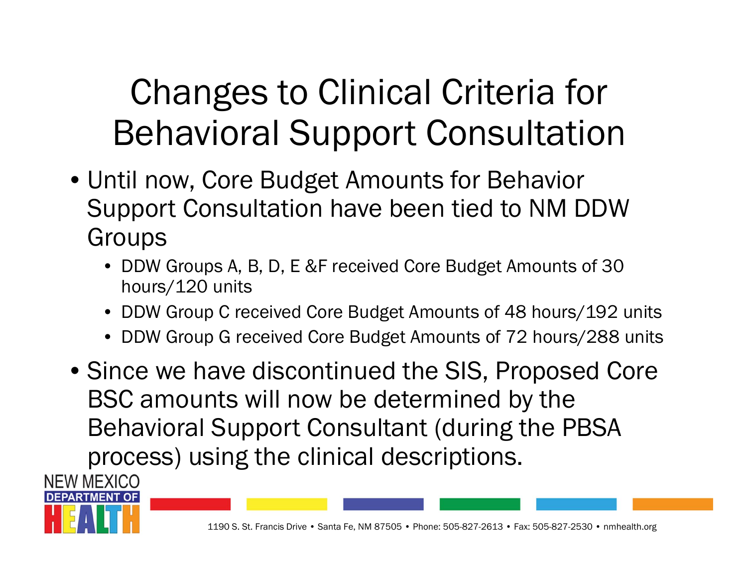# Changes to Clinical Criteria for Behavioral Support Consultation

- Until now, Core Budget Amounts for Behavior Support Consultation have been tied to NM DDW Groups
  - DDW Groups A, B, D, E &F received Core Budget Amounts of 30 hours/120 units
  - DDW Group C received Core Budget Amounts of 48 hours/192 units
  - DDW Group G received Core Budget Amounts of 72 hours/288 units
- Since we have discontinued the SIS, Proposed Core BSC amounts will now be determined by the Behavioral Support Consultant (during the PBSA process) using the clinical descriptions.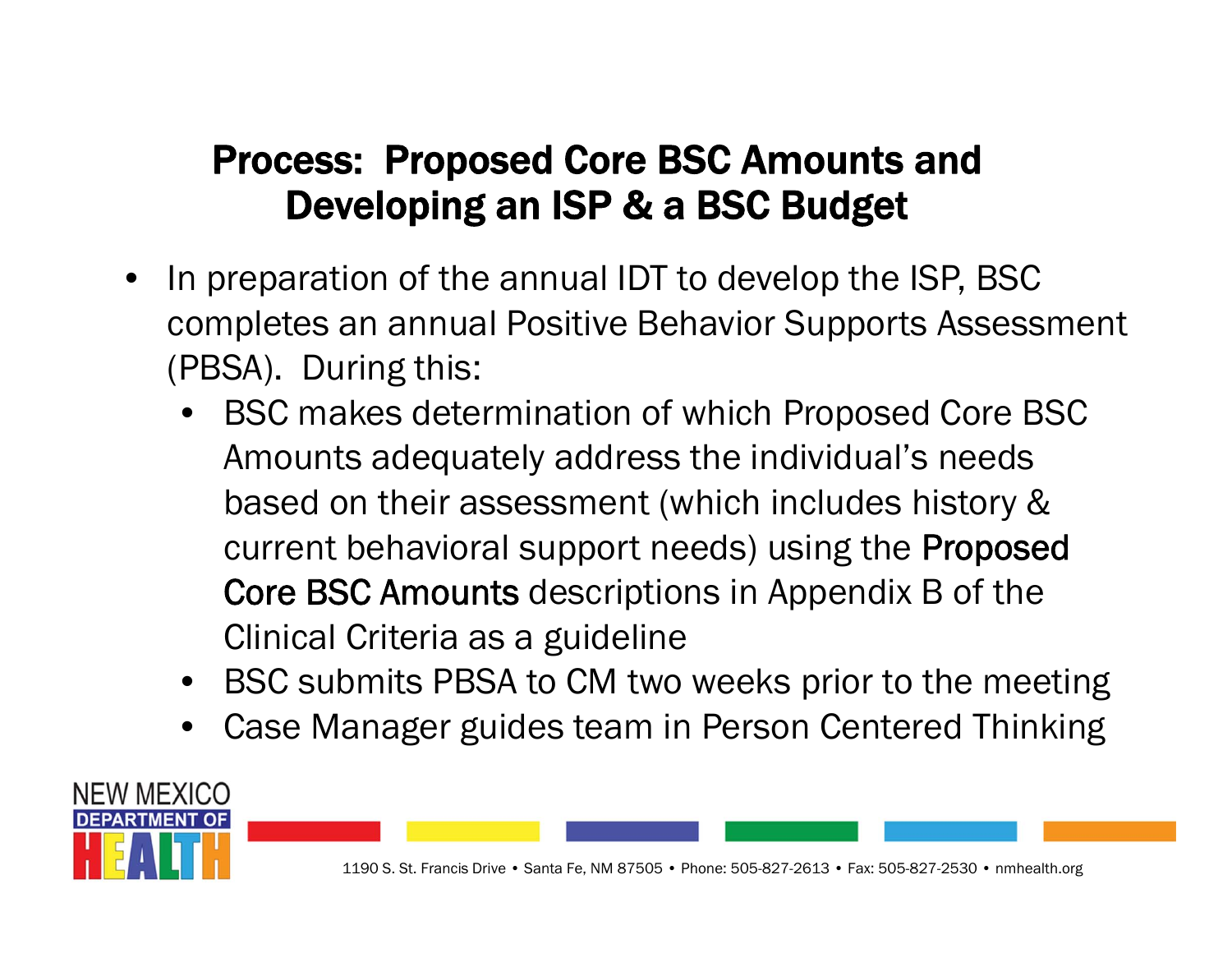## Process: Proposed Core BSC Amounts and Developing an ISP & a BSC Budget

- In preparation of the annual IDT to develop the ISP, BSC completes an annual Positive Behavior Supports Assessment (PBSA). During this:
  - BSC makes determination of which Proposed Core BSC Amounts adequately address the individual's needs based on their assessment (which includes history & current behavioral support needs) using the **Proposed Core BSC Amounts** descriptions in Appendix B of the Clinical Criteria as a guideline
  - BSC submits PBSA to CM two weeks prior to the meeting
  - Case Manager guides team in Person Centered Thinking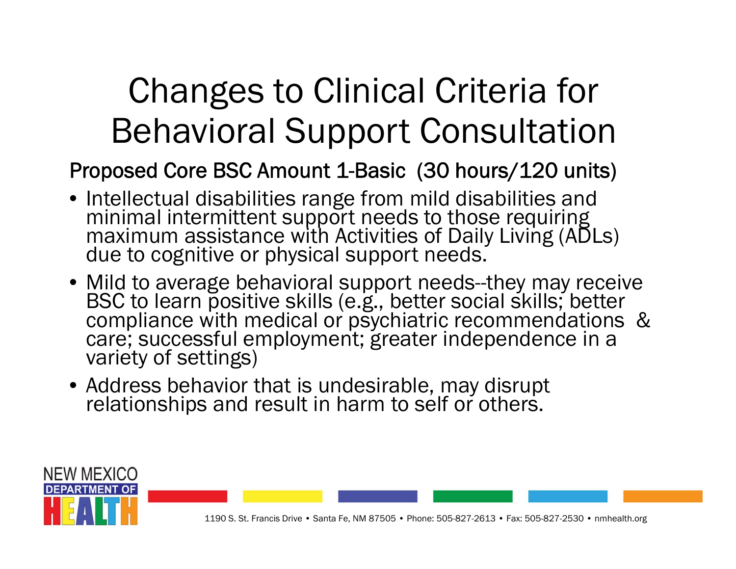# Changes to Clinical Criteria for Behavioral Support Consultation

## Proposed Core BSC Amount 1-Basic (30 hours/120 units)

- Intellectual disabilities range from mild disabilities and minimal intermittent support needs to those requiring maximum assistance with Activities of Daily Living (ADLs) due to cognitive or physical support needs.
- Mild to average behavioral support needs--they may receive BSC to learn positive skills (e.g., better social skills; better compliance with medical or psychiatric recommendations & care; successful employment; greater independence in a variety of settings)
- Address behavior that is undesirable, may disrupt relationships and result in harm to self or others.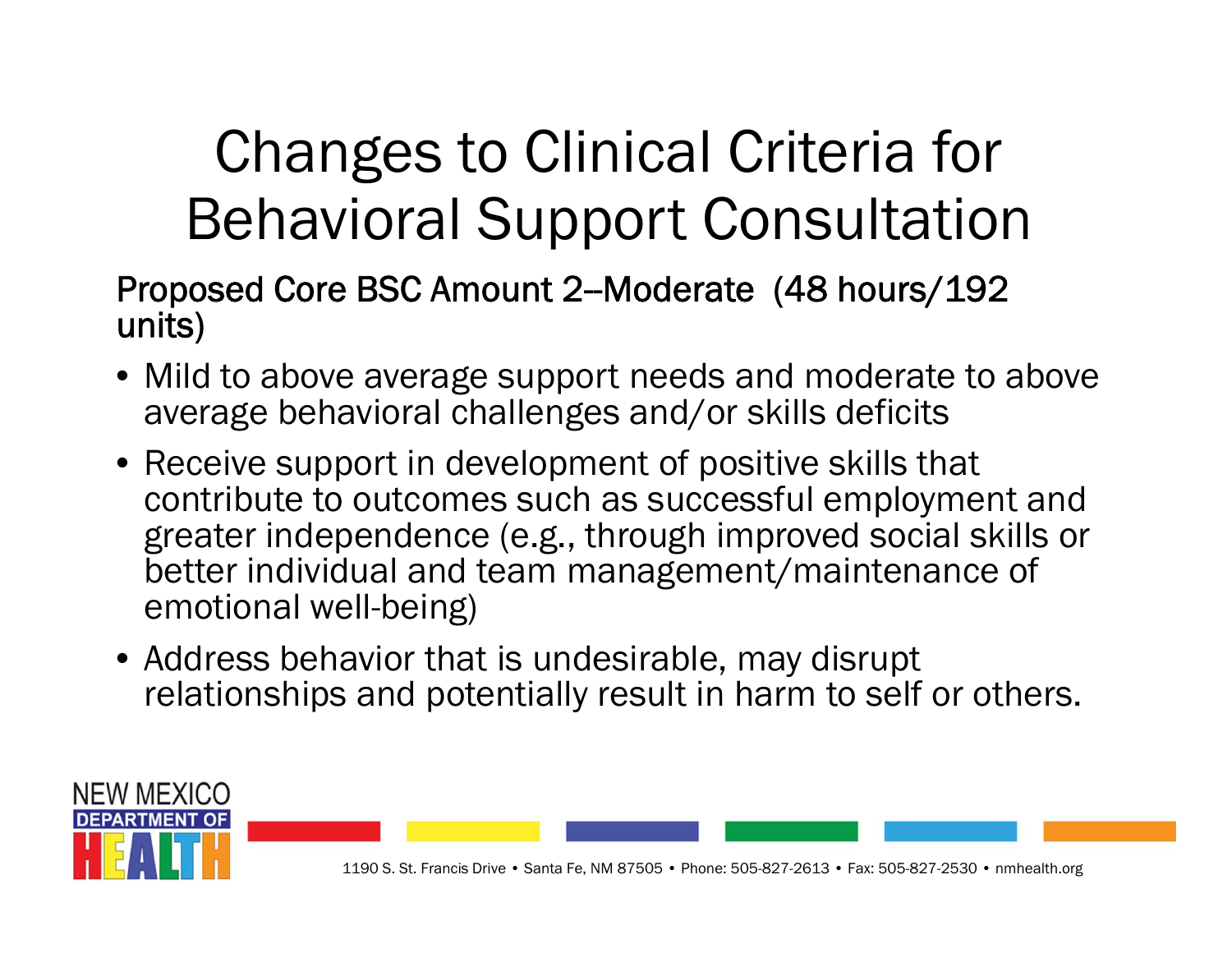# Changes to Clinical Criteria for Behavioral Support Consultation

**Proposed Core BSC Amount 2--Moderate (48 hours/192 units)**

- Mild to above average support needs and moderate to above average behavioral challenges and/or skills deficits
- Receive support in development of positive skills that contribute to outcomes such as successful employment and greater independence (e.g., through improved social skills or better individual and team management/maintenance of emotional well-being)
- Address behavior that is undesirable, may disrupt relationships and potentially result in harm to self or others.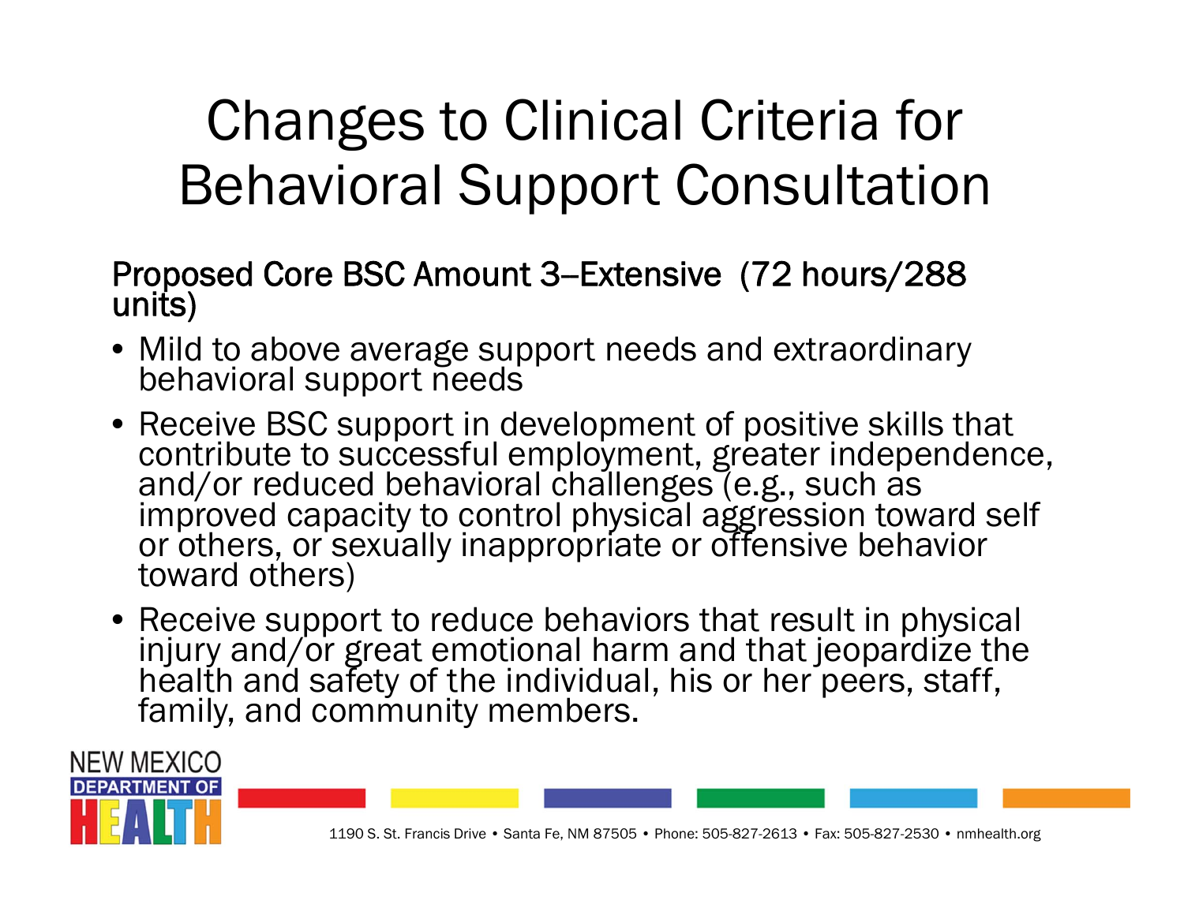# Changes to Clinical Criteria for Behavioral Support Consultation

**Proposed Core BSC Amount 3–Extensive (72 hours/288 units)**

- Mild to above average support needs and extraordinary behavioral support needs
- Receive BSC support in development of positive skills that contribute to successful employment, greater independence, and/or reduced behavioral challenges (e.g., such as improved capacity to control physical aggression toward self or others, or sexually inappropriate or offensive behavior toward others)
- Receive support to reduce behaviors that result in physical injury and/or great emotional harm and that jeopardize the health and safety of the individual, his or her peers, staff, family, and community members.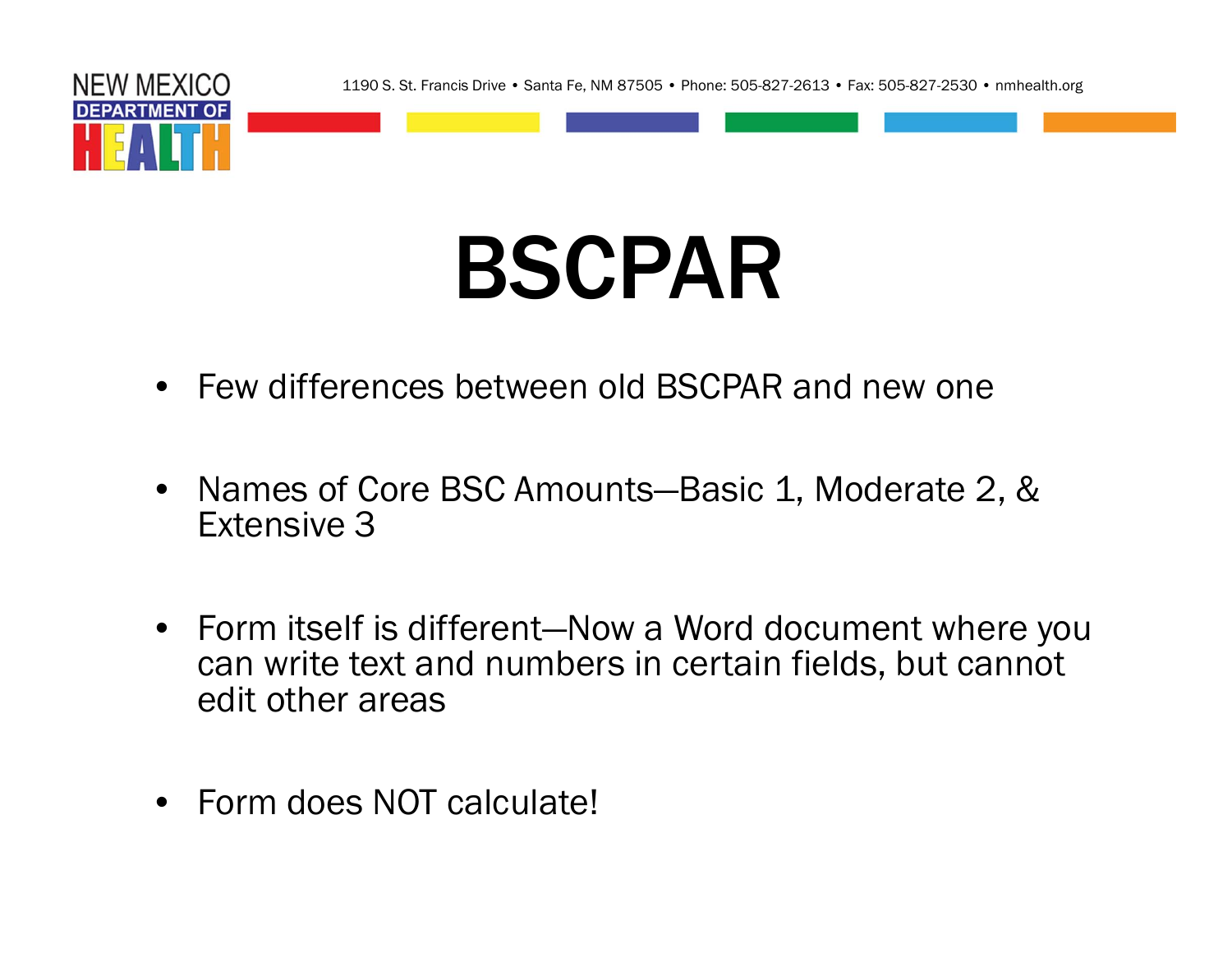# BSCPAR

- Few differences between old BSCPAR and new one
- Names of Core BSC Amounts—Basic 1, Moderate 2, & Extensive 3
- Form itself is different—Now a Word document where you can write text and numbers in certain fields, but cannot edit other areas
- Form does NOT calculate!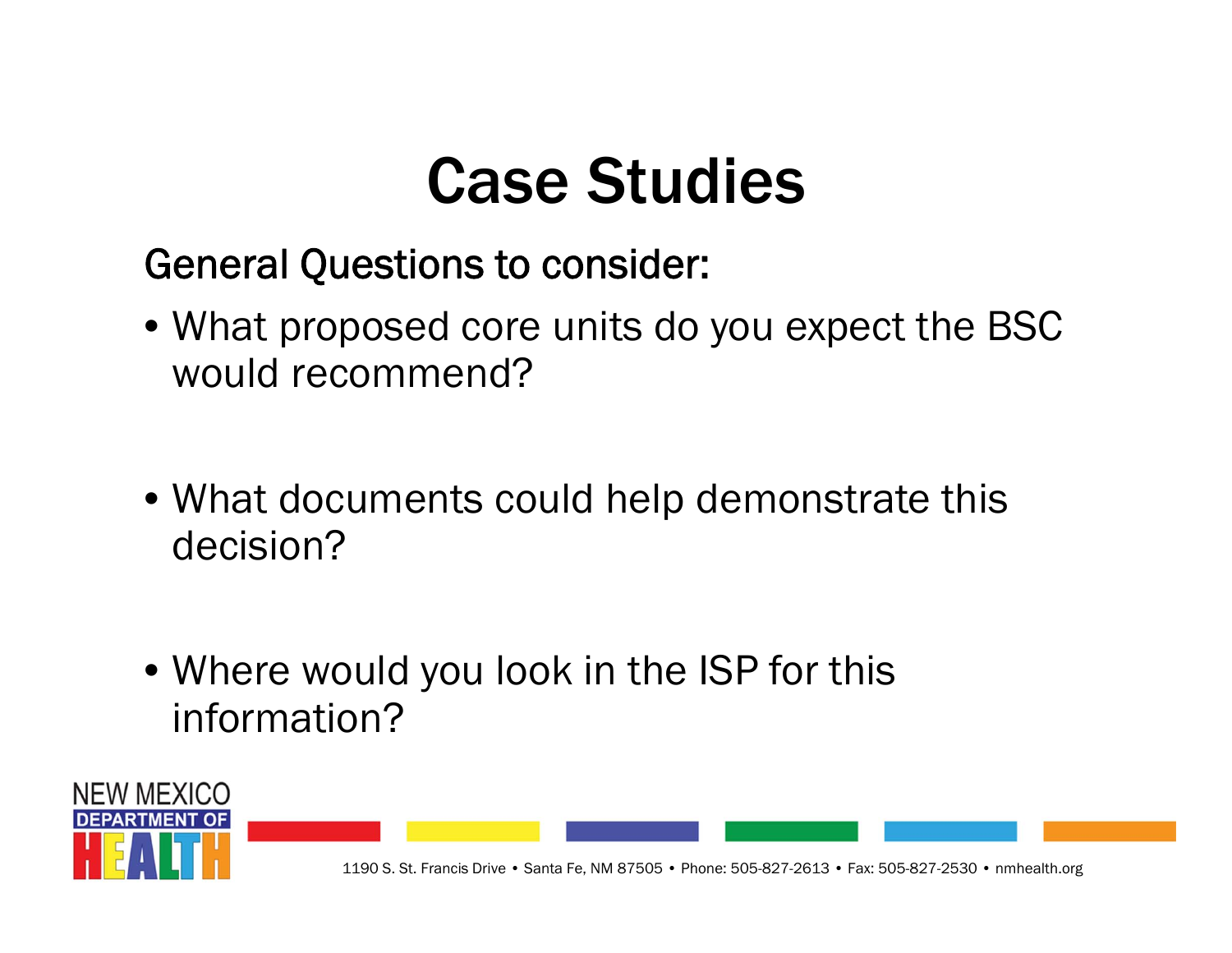# Case Studies

General Questions to consider:

- What proposed core units do you expect the BSC would recommend?
- What documents could help demonstrate this decision?
- Where would you look in the ISP for this information?